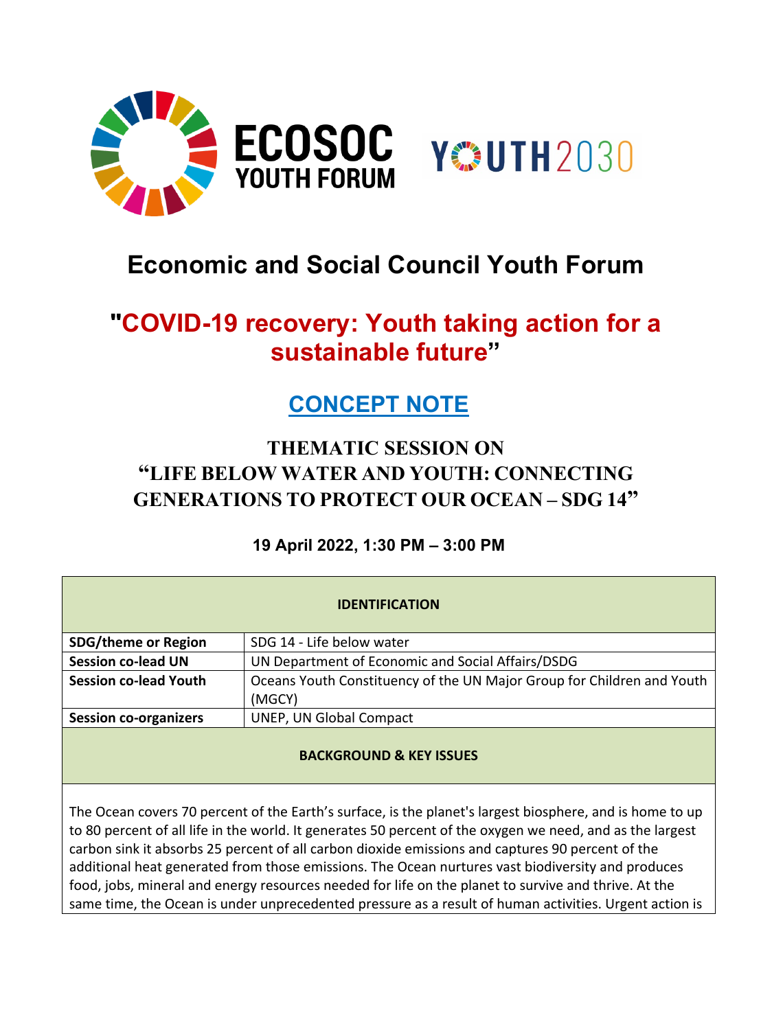# Economic and Social Council Youth Forum

## "COVID-19 recovery: Youth taking action for a sustainable future"

## CONCEPT NOTE

### THEMATIC SESSION ON "LIFE BELOW WATER AND YOUTH: CONNECTING GENERATIONS TO PROTECT OUR OCEAN – SDG 14"

**19 April 2022, 1:30 PM – 3:00 PM**

| IDENTIFICATION | |
|---|---|
| **SDG/theme or Region** | SDG 14 - Life below water |
| **Session co-lead UN** | UN Department of Economic and Social Affairs/DSDG |
| **Session co-lead Youth** | Oceans Youth Constituency of the UN Major Group for Children and Youth (MGCY) |
| **Session co-organizers** | UNEP, UN Global Compact |

**BACKGROUND & KEY ISSUES**

The Ocean covers 70 percent of the Earth's surface, is the planet's largest biosphere, and is home to up to 80 percent of all life in the world. It generates 50 percent of the oxygen we need, and as the largest carbon sink it absorbs 25 percent of all carbon dioxide emissions and captures 90 percent of the additional heat generated from those emissions. The Ocean nurtures vast biodiversity and produces food, jobs, mineral and energy resources needed for life on the planet to survive and thrive. At the same time, the Ocean is under unprecedented pressure as a result of human activities. Urgent action is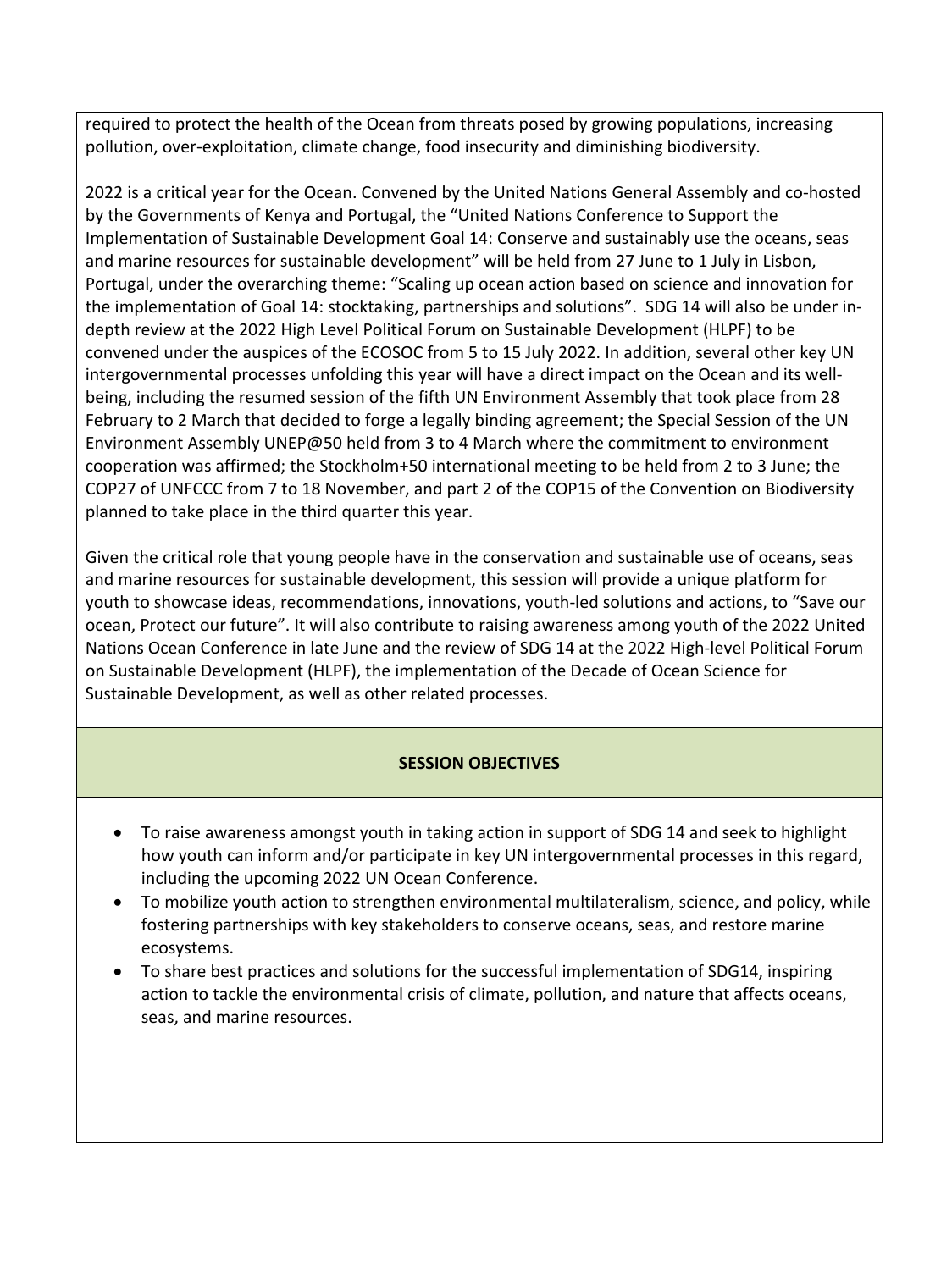required to protect the health of the Ocean from threats posed by growing populations, increasing pollution, over-exploitation, climate change, food insecurity and diminishing biodiversity.

2022 is a critical year for the Ocean. Convened by the United Nations General Assembly and co-hosted by the Governments of Kenya and Portugal, the "United Nations Conference to Support the Implementation of Sustainable Development Goal 14: Conserve and sustainably use the oceans, seas and marine resources for sustainable development" will be held from 27 June to 1 July in Lisbon, Portugal, under the overarching theme: "Scaling up ocean action based on science and innovation for the implementation of Goal 14: stocktaking, partnerships and solutions". SDG 14 will also be under in-depth review at the 2022 High Level Political Forum on Sustainable Development (HLPF) to be convened under the auspices of the ECOSOC from 5 to 15 July 2022. In addition, several other key UN intergovernmental processes unfolding this year will have a direct impact on the Ocean and its well-being, including the resumed session of the fifth UN Environment Assembly that took place from 28 February to 2 March that decided to forge a legally binding agreement; the Special Session of the UN Environment Assembly UNEP@50 held from 3 to 4 March where the commitment to environment cooperation was affirmed; the Stockholm+50 international meeting to be held from 2 to 3 June; the COP27 of UNFCCC from 7 to 18 November, and part 2 of the COP15 of the Convention on Biodiversity planned to take place in the third quarter this year.

Given the critical role that young people have in the conservation and sustainable use of oceans, seas and marine resources for sustainable development, this session will provide a unique platform for youth to showcase ideas, recommendations, innovations, youth-led solutions and actions, to "Save our ocean, Protect our future". It will also contribute to raising awareness among youth of the 2022 United Nations Ocean Conference in late June and the review of SDG 14 at the 2022 High-level Political Forum on Sustainable Development (HLPF), the implementation of the Decade of Ocean Science for Sustainable Development, as well as other related processes.

## SESSION OBJECTIVES

- To raise awareness amongst youth in taking action in support of SDG 14 and seek to highlight how youth can inform and/or participate in key UN intergovernmental processes in this regard, including the upcoming 2022 UN Ocean Conference.
- To mobilize youth action to strengthen environmental multilateralism, science, and policy, while fostering partnerships with key stakeholders to conserve oceans, seas, and restore marine ecosystems.
- To share best practices and solutions for the successful implementation of SDG14, inspiring action to tackle the environmental crisis of climate, pollution, and nature that affects oceans, seas, and marine resources.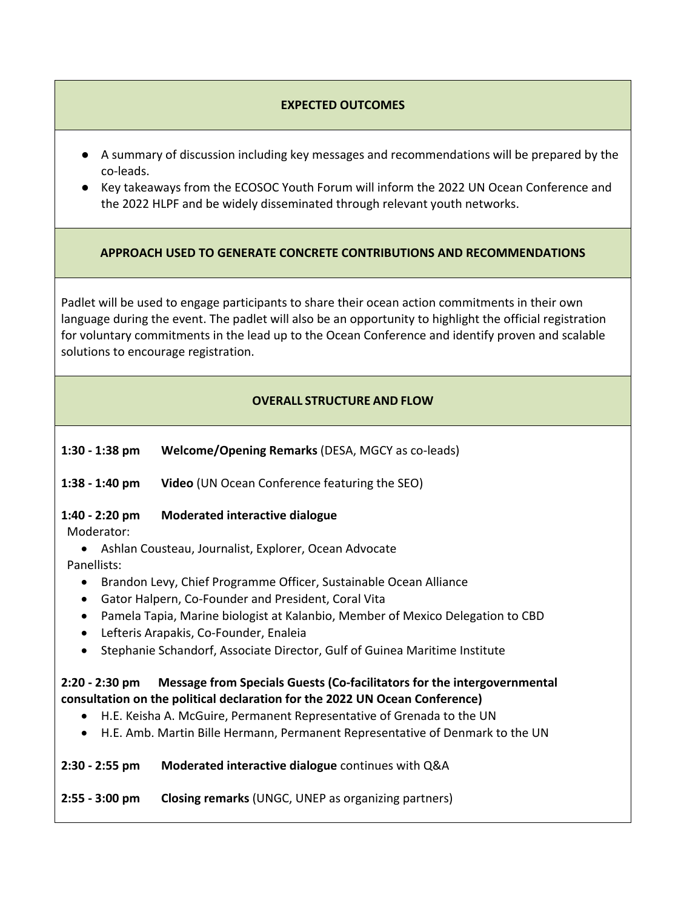## EXPECTED OUTCOMES

- A summary of discussion including key messages and recommendations will be prepared by the co-leads.
- Key takeaways from the ECOSOC Youth Forum will inform the 2022 UN Ocean Conference and the 2022 HLPF and be widely disseminated through relevant youth networks.

## APPROACH USED TO GENERATE CONCRETE CONTRIBUTIONS AND RECOMMENDATIONS

Padlet will be used to engage participants to share their ocean action commitments in their own language during the event. The padlet will also be an opportunity to highlight the official registration for voluntary commitments in the lead up to the Ocean Conference and identify proven and scalable solutions to encourage registration.

## OVERALL STRUCTURE AND FLOW

**1:30 - 1:38 pm** **Welcome/Opening Remarks** (DESA, MGCY as co-leads)

**1:38 - 1:40 pm** **Video** (UN Ocean Conference featuring the SEO)

**1:40 - 2:20 pm** **Moderated interactive dialogue**

Moderator:

- Ashlan Cousteau, Journalist, Explorer, Ocean Advocate

Panellists:

- Brandon Levy, Chief Programme Officer, Sustainable Ocean Alliance
- Gator Halpern, Co-Founder and President, Coral Vita
- Pamela Tapia, Marine biologist at Kalanbio, Member of Mexico Delegation to CBD
- Lefteris Arapakis, Co-Founder, Enaleia
- Stephanie Schandorf, Associate Director, Gulf of Guinea Maritime Institute

**2:20 - 2:30 pm** **Message from Specials Guests (Co-facilitators for the intergovernmental consultation on the political declaration for the 2022 UN Ocean Conference)**

- H.E. Keisha A. McGuire, Permanent Representative of Grenada to the UN
- H.E. Amb. Martin Bille Hermann, Permanent Representative of Denmark to the UN

**2:30 - 2:55 pm** **Moderated interactive dialogue** continues with Q&A

**2:55 - 3:00 pm** **Closing remarks** (UNGC, UNEP as organizing partners)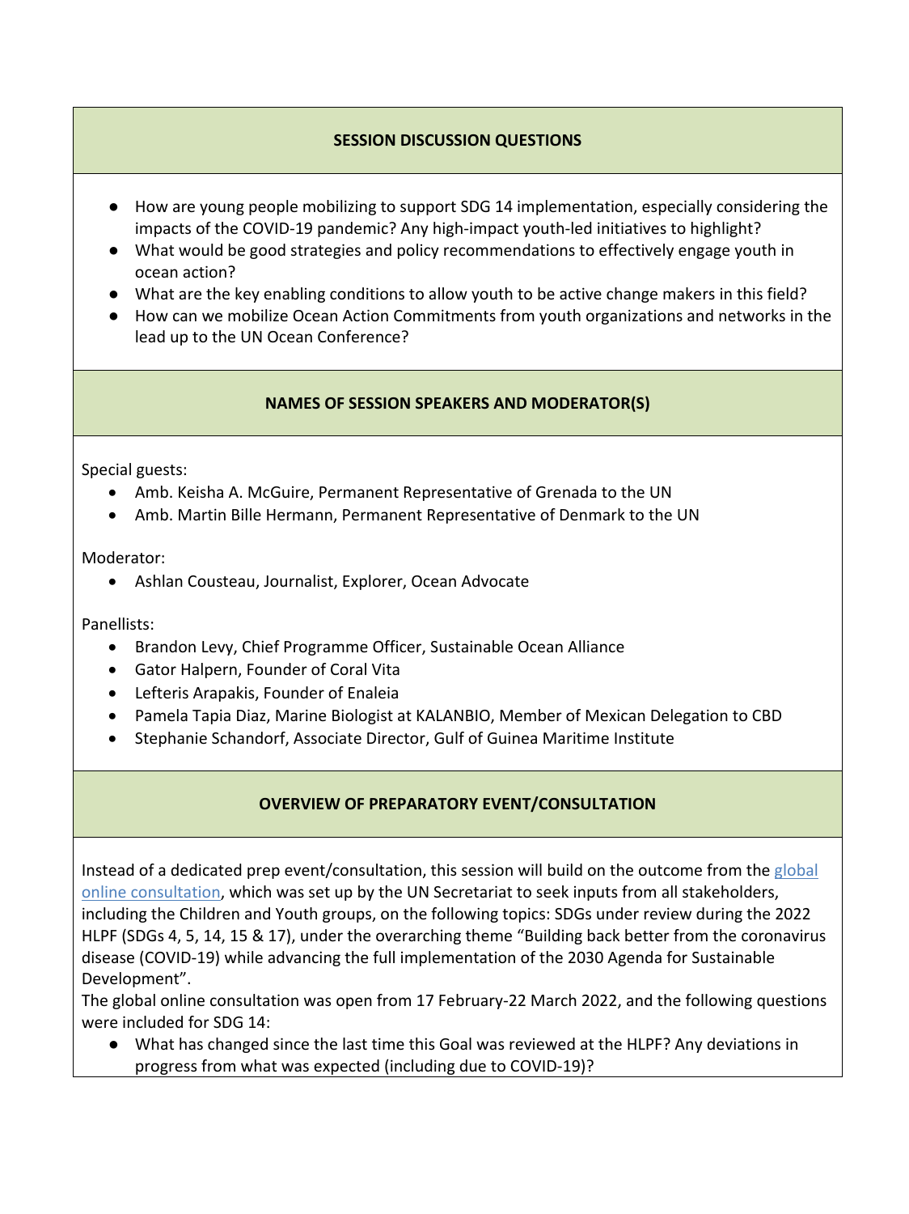## SESSION DISCUSSION QUESTIONS

- How are young people mobilizing to support SDG 14 implementation, especially considering the impacts of the COVID-19 pandemic? Any high-impact youth-led initiatives to highlight?
- What would be good strategies and policy recommendations to effectively engage youth in ocean action?
- What are the key enabling conditions to allow youth to be active change makers in this field?
- How can we mobilize Ocean Action Commitments from youth organizations and networks in the lead up to the UN Ocean Conference?

## NAMES OF SESSION SPEAKERS AND MODERATOR(S)

Special guests:

- Amb. Keisha A. McGuire, Permanent Representative of Grenada to the UN
- Amb. Martin Bille Hermann, Permanent Representative of Denmark to the UN

Moderator:

- Ashlan Cousteau, Journalist, Explorer, Ocean Advocate

Panellists:

- Brandon Levy, Chief Programme Officer, Sustainable Ocean Alliance
- Gator Halpern, Founder of Coral Vita
- Lefteris Arapakis, Founder of Enaleia
- Pamela Tapia Diaz, Marine Biologist at KALANBIO, Member of Mexican Delegation to CBD
- Stephanie Schandorf, Associate Director, Gulf of Guinea Maritime Institute

## OVERVIEW OF PREPARATORY EVENT/CONSULTATION

Instead of a dedicated prep event/consultation, this session will build on the outcome from the global online consultation, which was set up by the UN Secretariat to seek inputs from all stakeholders, including the Children and Youth groups, on the following topics: SDGs under review during the 2022 HLPF (SDGs 4, 5, 14, 15 & 17), under the overarching theme "Building back better from the coronavirus disease (COVID-19) while advancing the full implementation of the 2030 Agenda for Sustainable Development".

The global online consultation was open from 17 February-22 March 2022, and the following questions were included for SDG 14:

- What has changed since the last time this Goal was reviewed at the HLPF? Any deviations in progress from what was expected (including due to COVID-19)?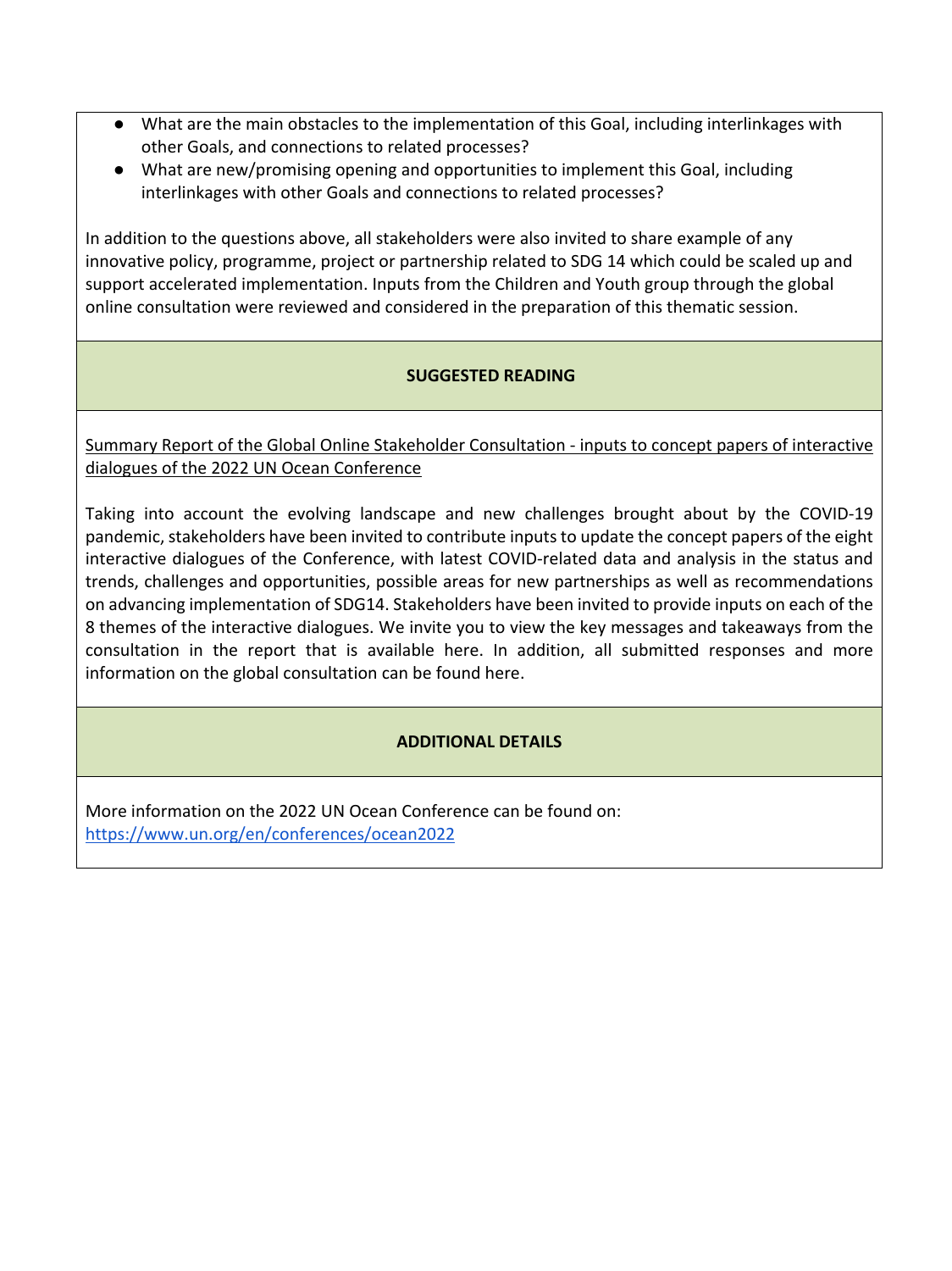- What are the main obstacles to the implementation of this Goal, including interlinkages with other Goals, and connections to related processes?
- What are new/promising opening and opportunities to implement this Goal, including interlinkages with other Goals and connections to related processes?

In addition to the questions above, all stakeholders were also invited to share example of any innovative policy, programme, project or partnership related to SDG 14 which could be scaled up and support accelerated implementation. Inputs from the Children and Youth group through the global online consultation were reviewed and considered in the preparation of this thematic session.

## SUGGESTED READING

Summary Report of the Global Online Stakeholder Consultation - inputs to concept papers of interactive dialogues of the 2022 UN Ocean Conference

Taking into account the evolving landscape and new challenges brought about by the COVID-19 pandemic, stakeholders have been invited to contribute inputs to update the concept papers of the eight interactive dialogues of the Conference, with latest COVID-related data and analysis in the status and trends, challenges and opportunities, possible areas for new partnerships as well as recommendations on advancing implementation of SDG14. Stakeholders have been invited to provide inputs on each of the 8 themes of the interactive dialogues. We invite you to view the key messages and takeaways from the consultation in the report that is available here. In addition, all submitted responses and more information on the global consultation can be found here.

## ADDITIONAL DETAILS

More information on the 2022 UN Ocean Conference can be found on:
https://www.un.org/en/conferences/ocean2022